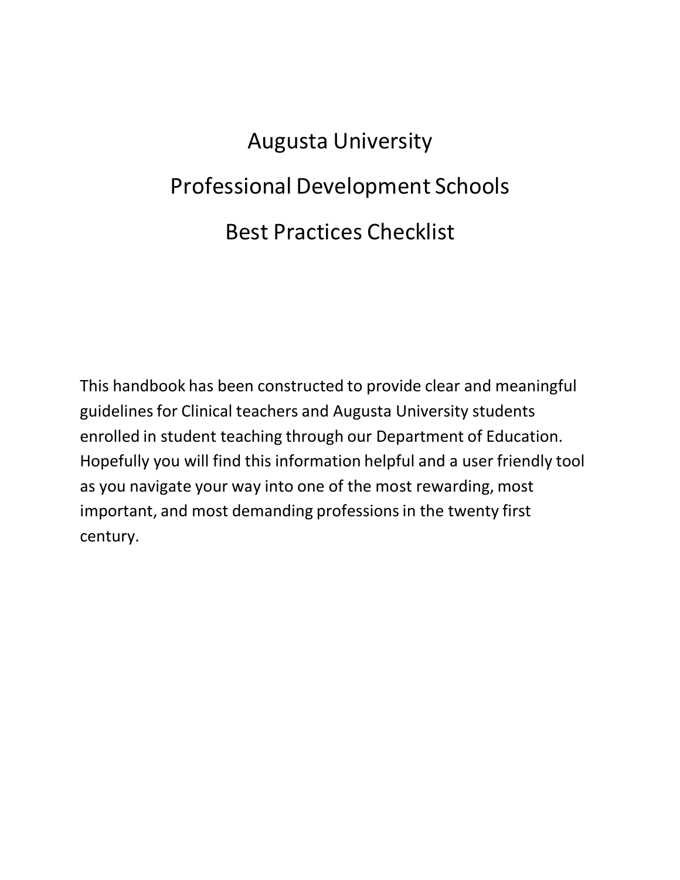# Augusta University

# Professional Development Schools

# Best Practices Checklist

This handbook has been constructed to provide clear and meaningful guidelines for Clinical teachers and Augusta University students enrolled in student teaching through our Department of Education. Hopefully you will find this information helpful and a user friendly tool as you navigate your way into one of the most rewarding, most important, and most demanding professions in the twenty first century.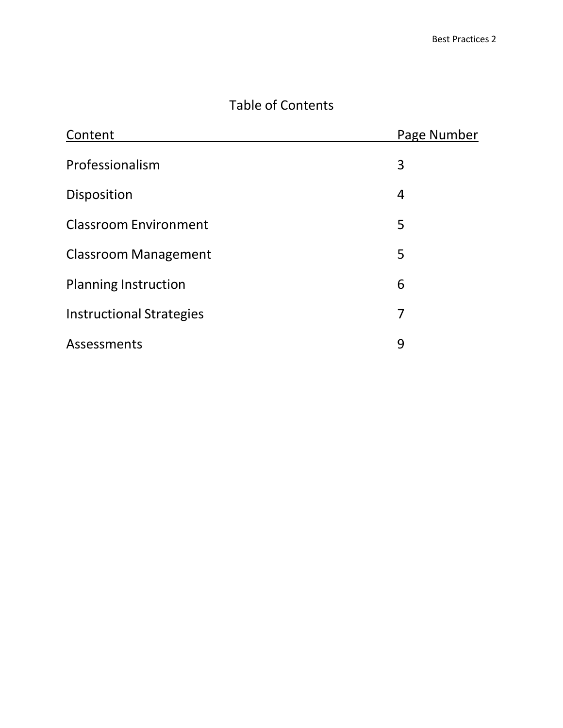# Table of Contents

| Content | Page Number |
|---|---|
| Professionalism | 3 |
| Disposition | 4 |
| Classroom Environment | 5 |
| Classroom Management | 5 |
| Planning Instruction | 6 |
| Instructional Strategies | 7 |
| Assessments | 9 |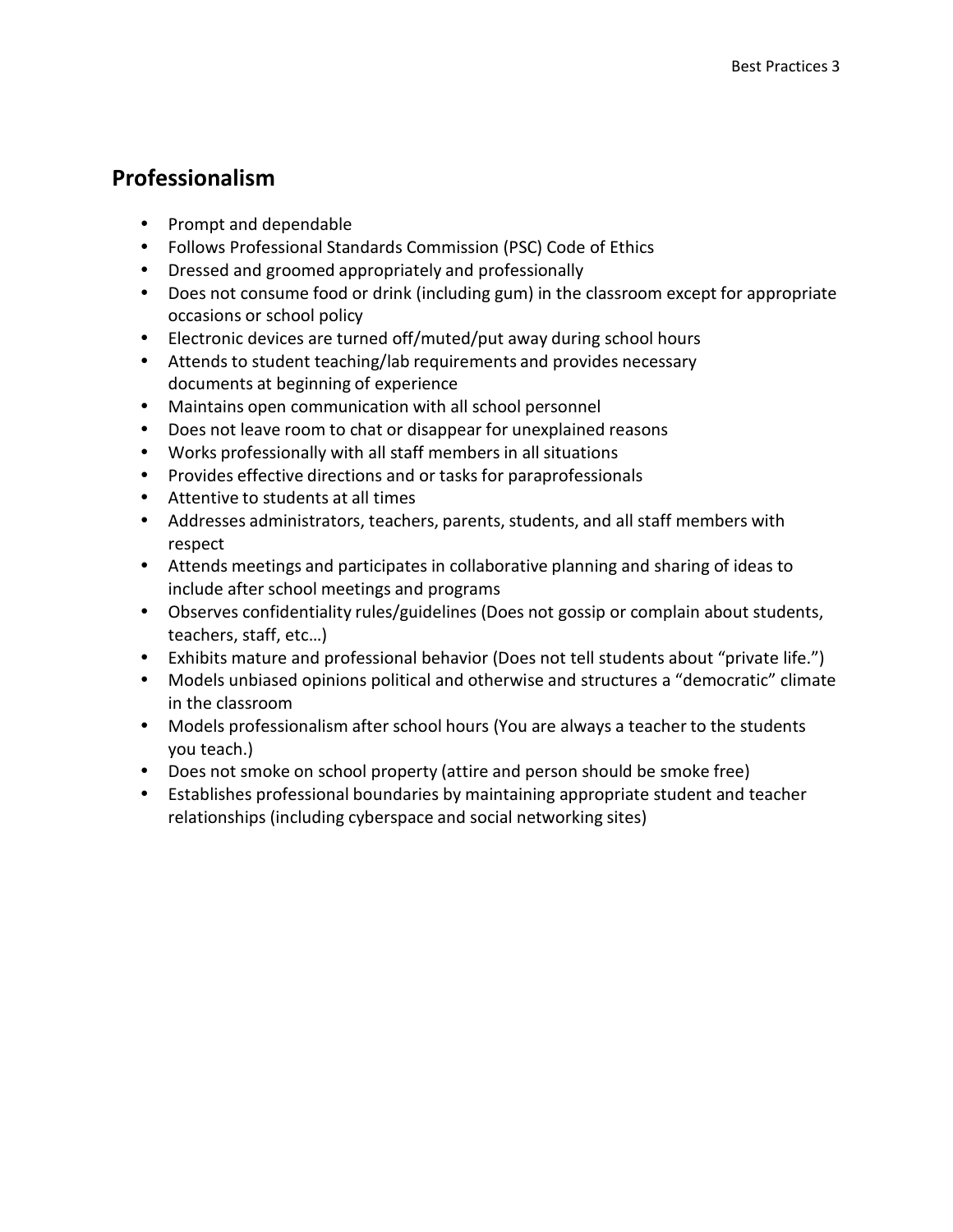## Professionalism

- Prompt and dependable
- Follows Professional Standards Commission (PSC) Code of Ethics
- Dressed and groomed appropriately and professionally
- Does not consume food or drink (including gum) in the classroom except for appropriate occasions or school policy
- Electronic devices are turned off/muted/put away during school hours
- Attends to student teaching/lab requirements and provides necessary documents at beginning of experience
- Maintains open communication with all school personnel
- Does not leave room to chat or disappear for unexplained reasons
- Works professionally with all staff members in all situations
- Provides effective directions and or tasks for paraprofessionals
- Attentive to students at all times
- Addresses administrators, teachers, parents, students, and all staff members with respect
- Attends meetings and participates in collaborative planning and sharing of ideas to include after school meetings and programs
- Observes confidentiality rules/guidelines (Does not gossip or complain about students, teachers, staff, etc…)
- Exhibits mature and professional behavior (Does not tell students about "private life.")
- Models unbiased opinions political and otherwise and structures a "democratic" climate in the classroom
- Models professionalism after school hours (You are always a teacher to the students you teach.)
- Does not smoke on school property (attire and person should be smoke free)
- Establishes professional boundaries by maintaining appropriate student and teacher relationships (including cyberspace and social networking sites)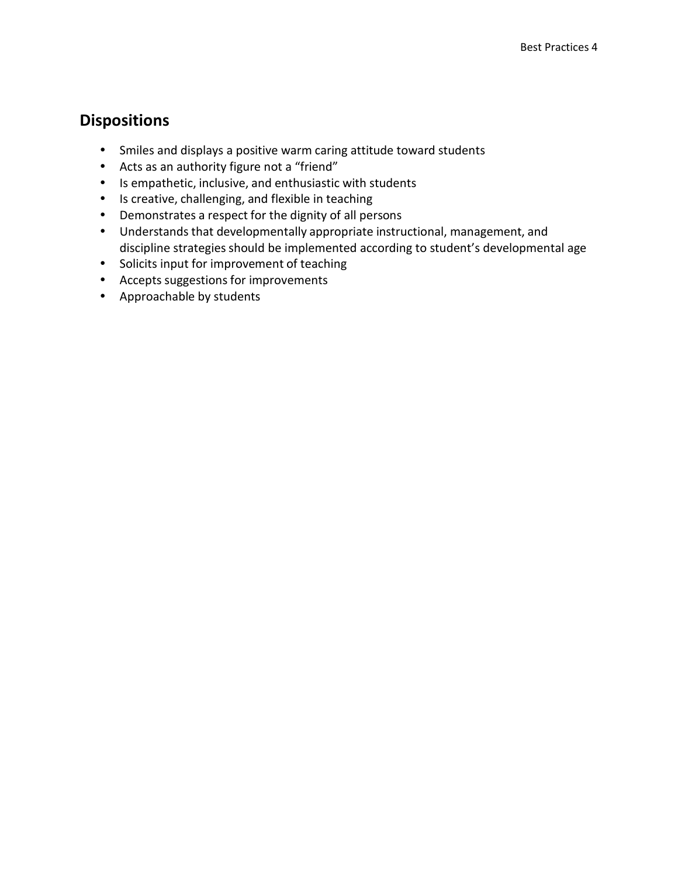## Dispositions

- Smiles and displays a positive warm caring attitude toward students
- Acts as an authority figure not a “friend”
- Is empathetic, inclusive, and enthusiastic with students
- Is creative, challenging, and flexible in teaching
- Demonstrates a respect for the dignity of all persons
- Understands that developmentally appropriate instructional, management, and discipline strategies should be implemented according to student’s developmental age
- Solicits input for improvement of teaching
- Accepts suggestions for improvements
- Approachable by students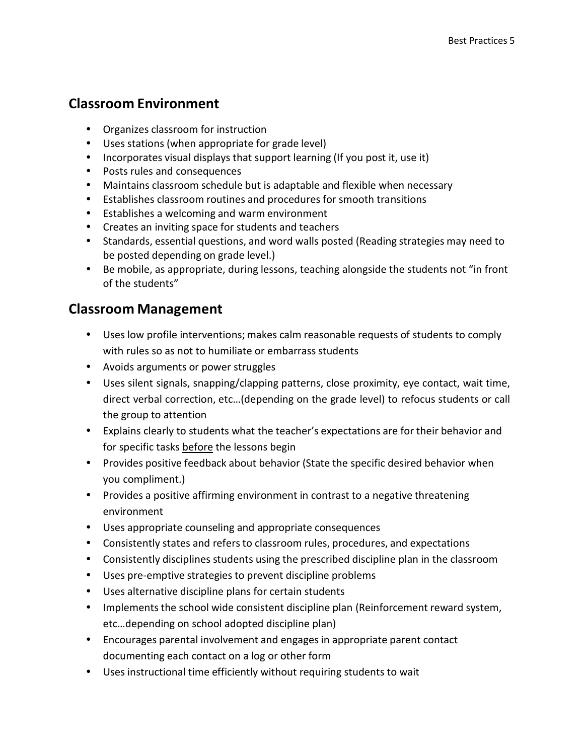## Classroom Environment

- Organizes classroom for instruction
- Uses stations (when appropriate for grade level)
- Incorporates visual displays that support learning (If you post it, use it)
- Posts rules and consequences
- Maintains classroom schedule but is adaptable and flexible when necessary
- Establishes classroom routines and procedures for smooth transitions
- Establishes a welcoming and warm environment
- Creates an inviting space for students and teachers
- Standards, essential questions, and word walls posted (Reading strategies may need to be posted depending on grade level.)
- Be mobile, as appropriate, during lessons, teaching alongside the students not "in front of the students"

## Classroom Management

- Uses low profile interventions; makes calm reasonable requests of students to comply with rules so as not to humiliate or embarrass students
- Avoids arguments or power struggles
- Uses silent signals, snapping/clapping patterns, close proximity, eye contact, wait time, direct verbal correction, etc…(depending on the grade level) to refocus students or call the group to attention
- Explains clearly to students what the teacher's expectations are for their behavior and for specific tasks <u>before</u> the lessons begin
- Provides positive feedback about behavior (State the specific desired behavior when you compliment.)
- Provides a positive affirming environment in contrast to a negative threatening environment
- Uses appropriate counseling and appropriate consequences
- Consistently states and refers to classroom rules, procedures, and expectations
- Consistently disciplines students using the prescribed discipline plan in the classroom
- Uses pre-emptive strategies to prevent discipline problems
- Uses alternative discipline plans for certain students
- Implements the school wide consistent discipline plan (Reinforcement reward system, etc…depending on school adopted discipline plan)
- Encourages parental involvement and engages in appropriate parent contact documenting each contact on a log or other form
- Uses instructional time efficiently without requiring students to wait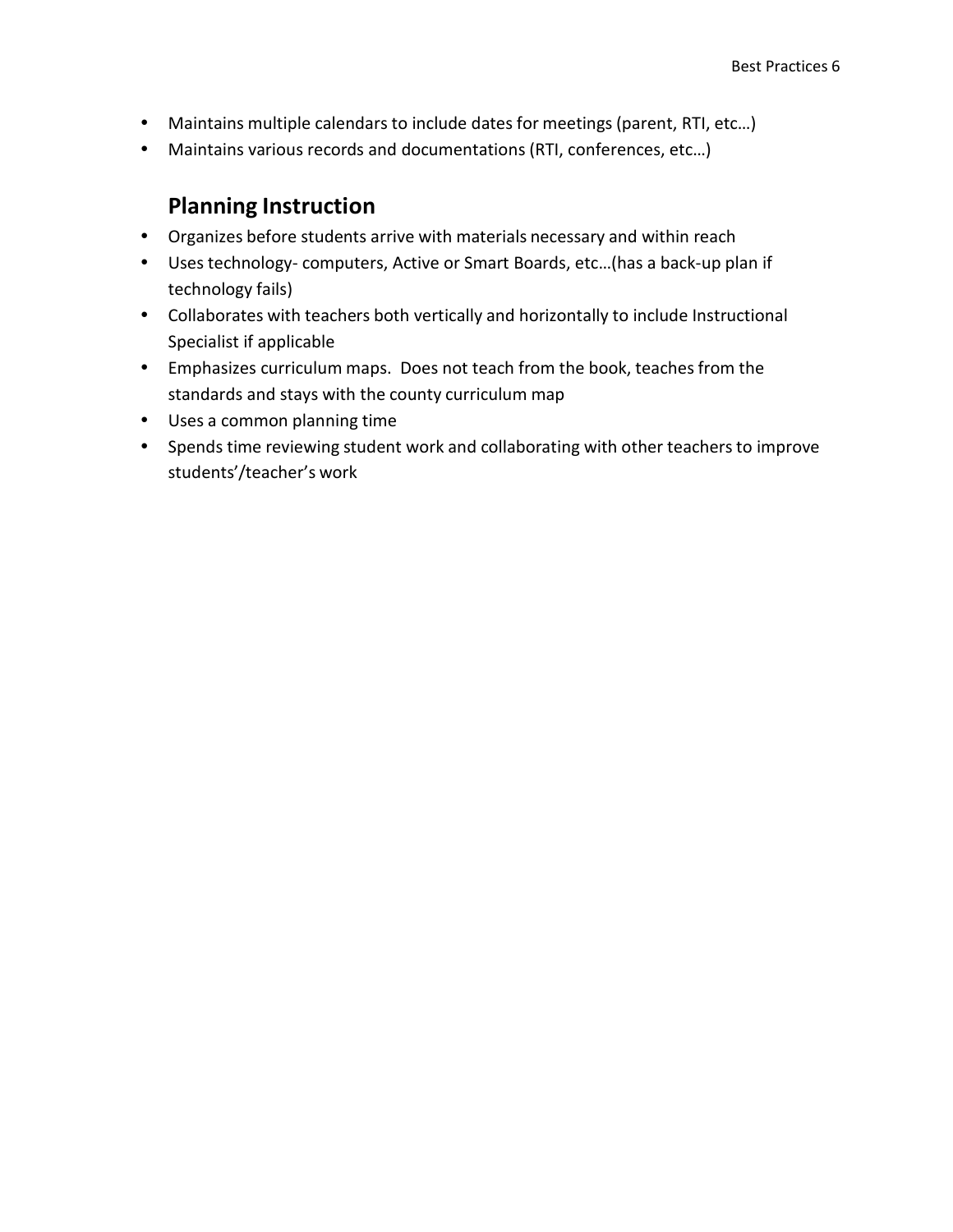- Maintains multiple calendars to include dates for meetings (parent, RTI, etc…)
- Maintains various records and documentations (RTI, conferences, etc…)

## Planning Instruction

- Organizes before students arrive with materials necessary and within reach
- Uses technology- computers, Active or Smart Boards, etc…(has a back-up plan if technology fails)
- Collaborates with teachers both vertically and horizontally to include Instructional Specialist if applicable
- Emphasizes curriculum maps.  Does not teach from the book, teaches from the standards and stays with the county curriculum map
- Uses a common planning time
- Spends time reviewing student work and collaborating with other teachers to improve students'/teacher's work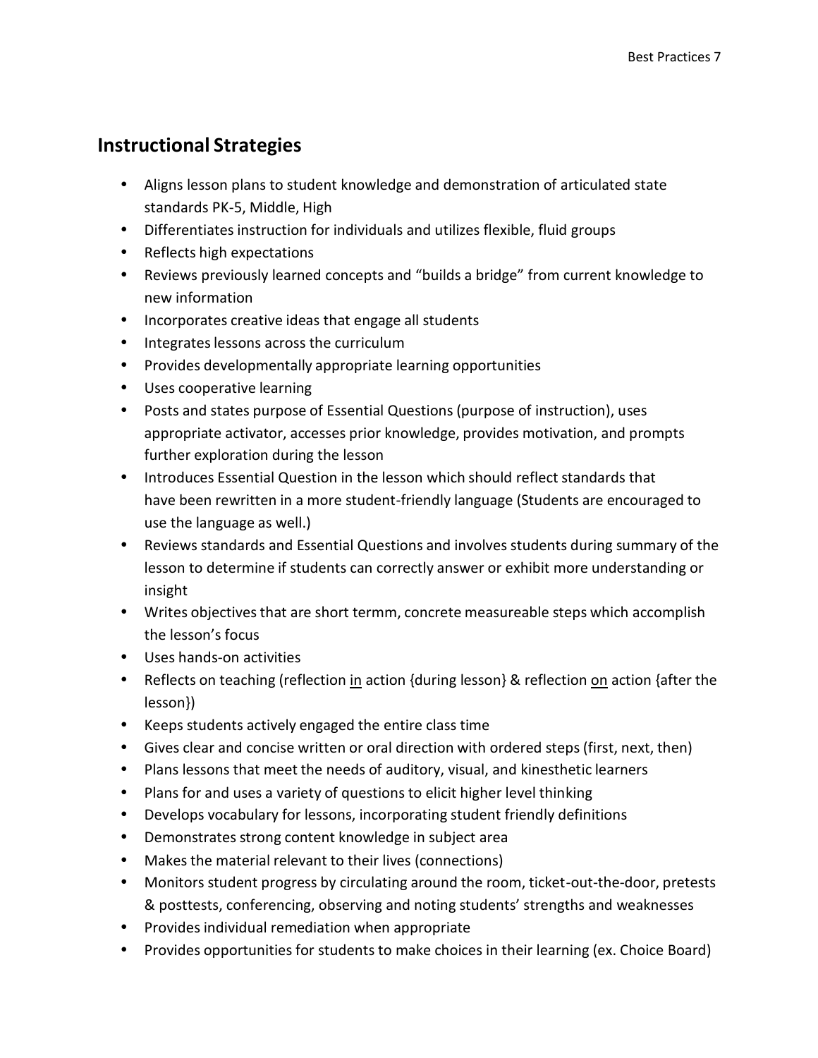## Instructional Strategies

- Aligns lesson plans to student knowledge and demonstration of articulated state standards PK-5, Middle, High
- Differentiates instruction for individuals and utilizes flexible, fluid groups
- Reflects high expectations
- Reviews previously learned concepts and "builds a bridge" from current knowledge to new information
- Incorporates creative ideas that engage all students
- Integrates lessons across the curriculum
- Provides developmentally appropriate learning opportunities
- Uses cooperative learning
- Posts and states purpose of Essential Questions (purpose of instruction), uses appropriate activator, accesses prior knowledge, provides motivation, and prompts further exploration during the lesson
- Introduces Essential Question in the lesson which should reflect standards that have been rewritten in a more student-friendly language (Students are encouraged to use the language as well.)
- Reviews standards and Essential Questions and involves students during summary of the lesson to determine if students can correctly answer or exhibit more understanding or insight
- Writes objectives that are short termm, concrete measureable steps which accomplish the lesson's focus
- Uses hands-on activities
- Reflects on teaching (reflection <u>in</u> action {during lesson} & reflection <u>on</u> action {after the lesson})
- Keeps students actively engaged the entire class time
- Gives clear and concise written or oral direction with ordered steps (first, next, then)
- Plans lessons that meet the needs of auditory, visual, and kinesthetic learners
- Plans for and uses a variety of questions to elicit higher level thinking
- Develops vocabulary for lessons, incorporating student friendly definitions
- Demonstrates strong content knowledge in subject area
- Makes the material relevant to their lives (connections)
- Monitors student progress by circulating around the room, ticket-out-the-door, pretests & posttests, conferencing, observing and noting students' strengths and weaknesses
- Provides individual remediation when appropriate
- Provides opportunities for students to make choices in their learning (ex. Choice Board)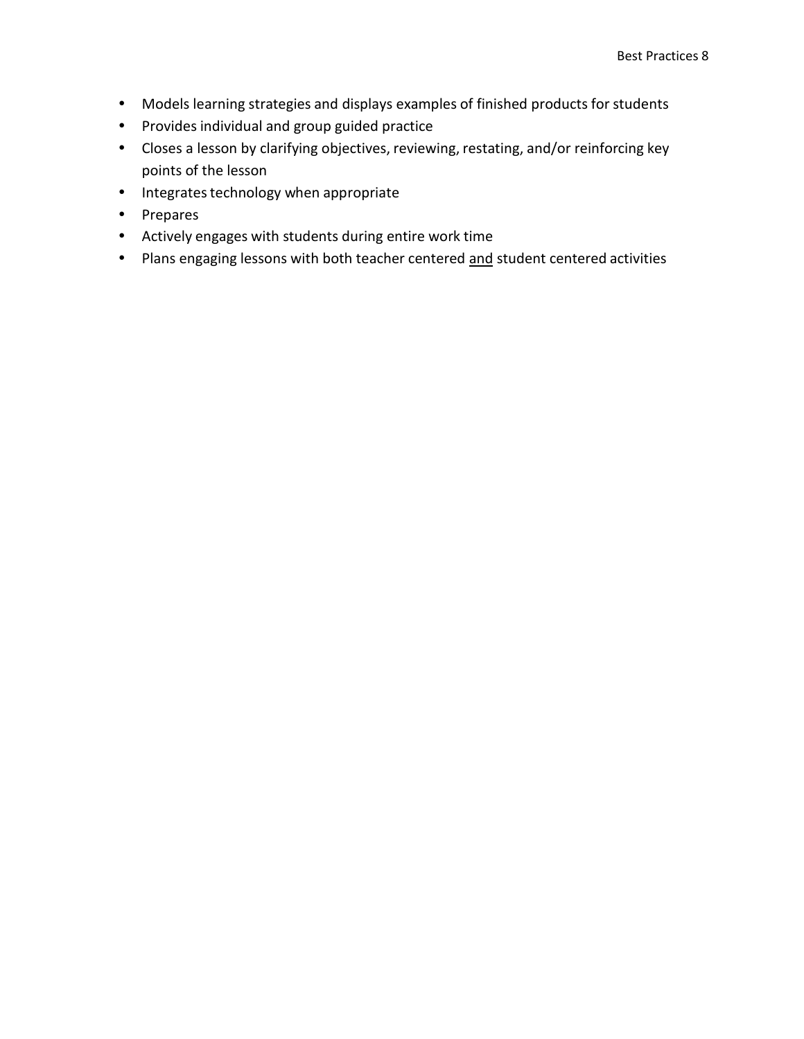- Models learning strategies and displays examples of finished products for students
- Provides individual and group guided practice
- Closes a lesson by clarifying objectives, reviewing, restating, and/or reinforcing key points of the lesson
- Integrates technology when appropriate
- Prepares
- Actively engages with students during entire work time
- Plans engaging lessons with both teacher centered <u>and</u> student centered activities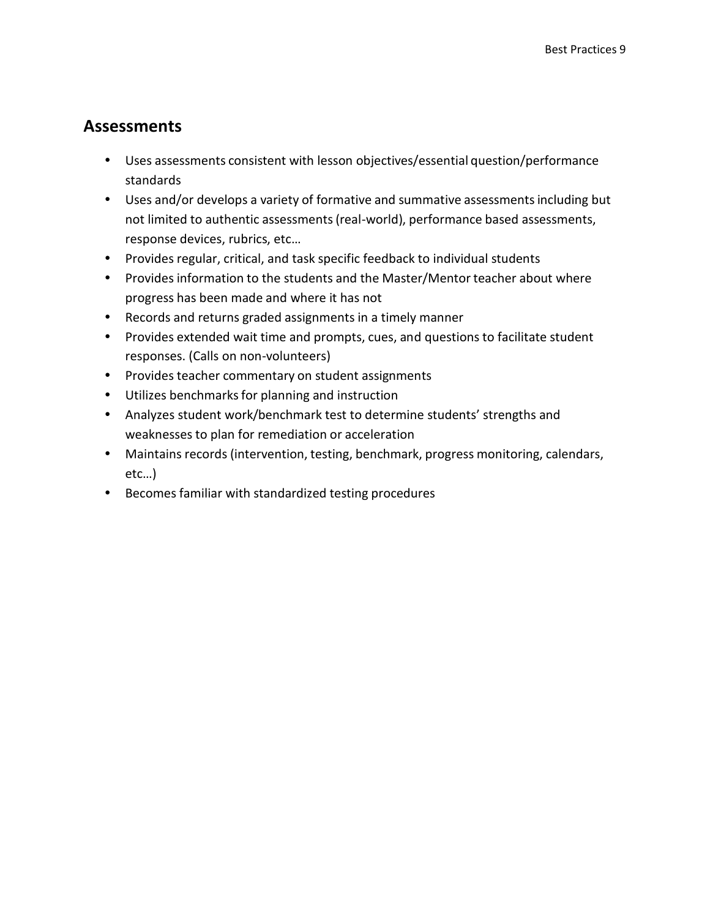## Assessments

- Uses assessments consistent with lesson objectives/essential question/performance standards
- Uses and/or develops a variety of formative and summative assessments including but not limited to authentic assessments (real-world), performance based assessments, response devices, rubrics, etc…
- Provides regular, critical, and task specific feedback to individual students
- Provides information to the students and the Master/Mentor teacher about where progress has been made and where it has not
- Records and returns graded assignments in a timely manner
- Provides extended wait time and prompts, cues, and questions to facilitate student responses. (Calls on non-volunteers)
- Provides teacher commentary on student assignments
- Utilizes benchmarks for planning and instruction
- Analyzes student work/benchmark test to determine students' strengths and weaknesses to plan for remediation or acceleration
- Maintains records (intervention, testing, benchmark, progress monitoring, calendars, etc…)
- Becomes familiar with standardized testing procedures